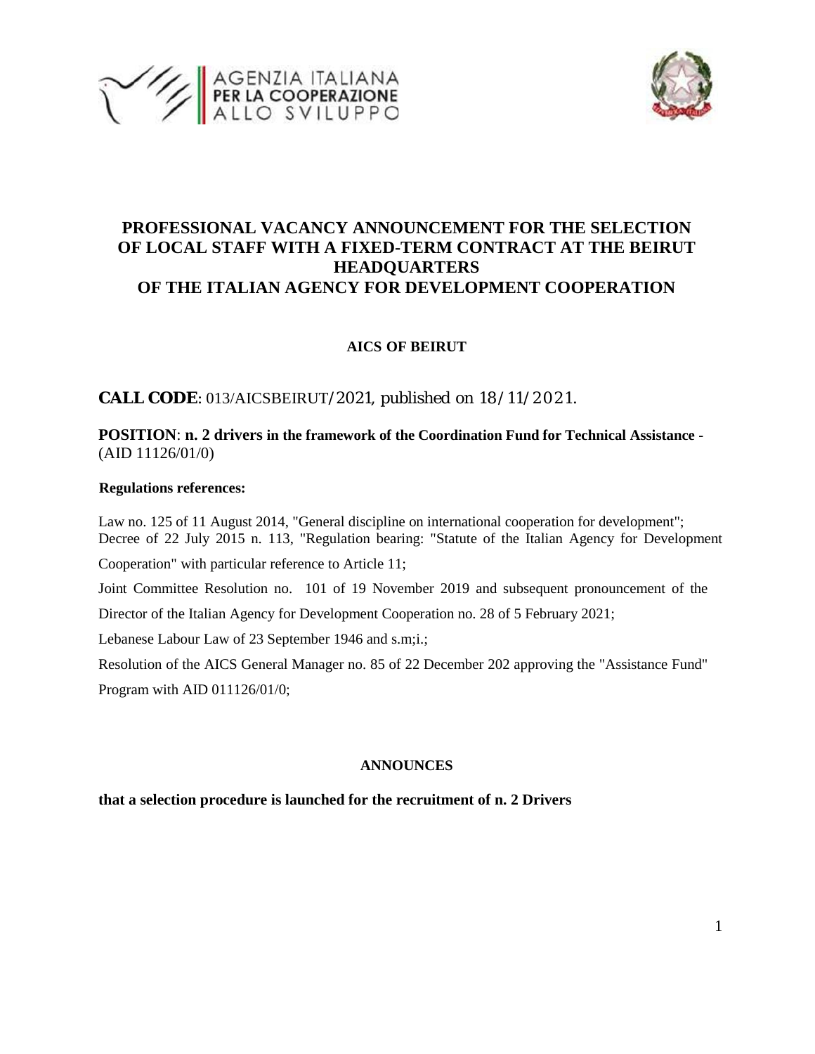# PROFESSIONAL VACANCY ANNOUNCEMENT FOR THE SELECTION OF LOCAL STAFF WITH A FIXED-TERM CONTRACT AT THE BEIRUT HEADQUARTERS OF THE ITALIAN AGENCY FOR DEVELOPMENT COOPERATION

**AICS OF BEIRUT**

**CALL CODE**: 013/AICSBEIRUT/2021, published on 18/11/2021.

**POSITION**: **n. 2 drivers in the framework of the Coordination Fund for Technical Assistance -** (AID 11126/01/0)

**Regulations references:**

Law no. 125 of 11 August 2014, "General discipline on international cooperation for development";
Decree of 22 July 2015 n. 113, "Regulation bearing: "Statute of the Italian Agency for Development Cooperation" with particular reference to Article 11;

Joint Committee Resolution no. 101 of 19 November 2019 and subsequent pronouncement of the Director of the Italian Agency for Development Cooperation no. 28 of 5 February 2021;

Lebanese Labour Law of 23 September 1946 and s.m;i.;

Resolution of the AICS General Manager no. 85 of 22 December 202 approving the "Assistance Fund" Program with AID 011126/01/0;

**ANNOUNCES**

**that a selection procedure is launched for the recruitment of n. 2 Drivers**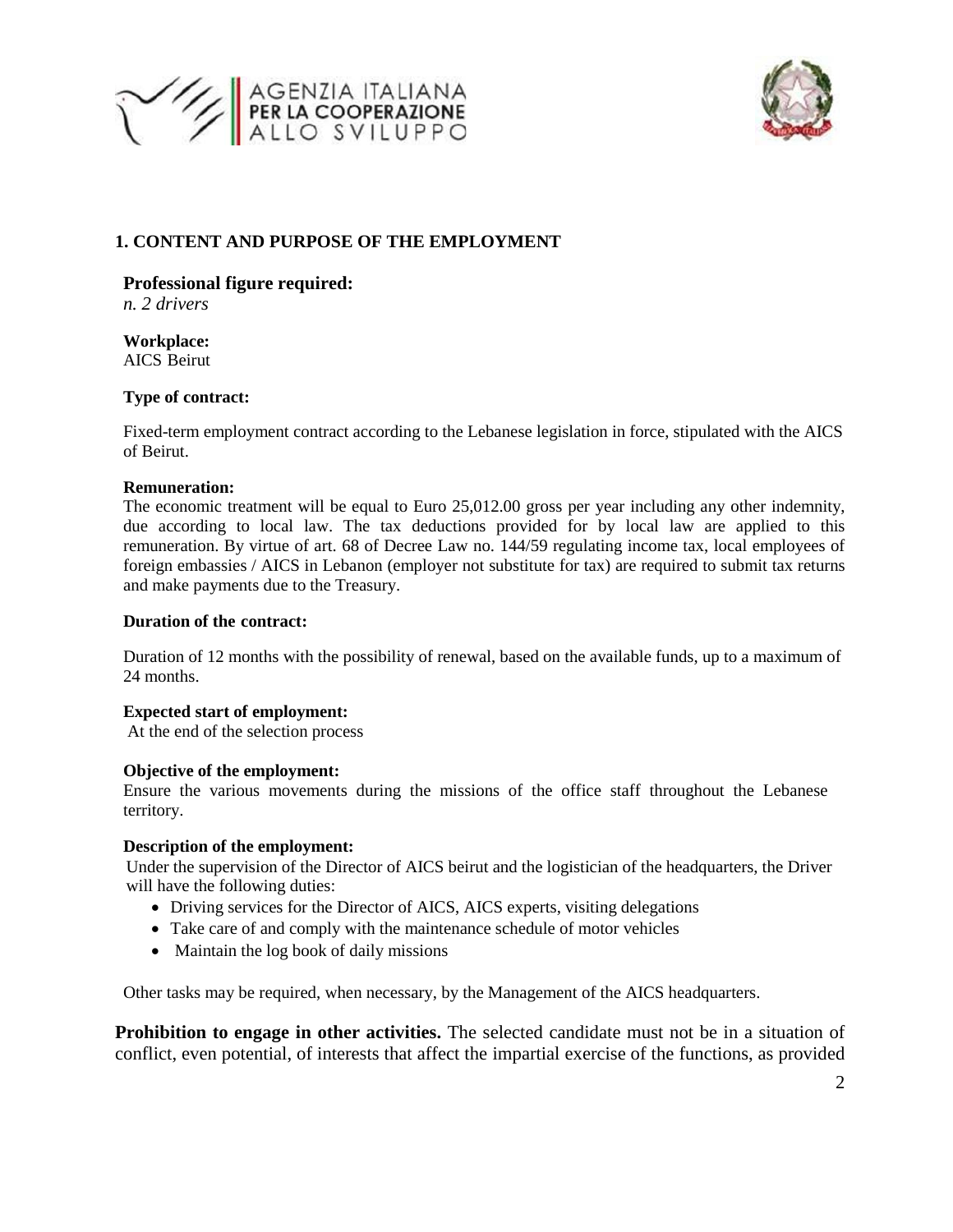## 1. CONTENT AND PURPOSE OF THE EMPLOYMENT

**Professional figure required:**
*n. 2 drivers*

**Workplace:**
AICS Beirut

**Type of contract:**

Fixed-term employment contract according to the Lebanese legislation in force, stipulated with the AICS of Beirut.

**Remuneration:**
The economic treatment will be equal to Euro 25,012.00 gross per year including any other indemnity, due according to local law. The tax deductions provided for by local law are applied to this remuneration. By virtue of art. 68 of Decree Law no. 144/59 regulating income tax, local employees of foreign embassies / AICS in Lebanon (employer not substitute for tax) are required to submit tax returns and make payments due to the Treasury.

**Duration of the contract:**

Duration of 12 months with the possibility of renewal, based on the available funds, up to a maximum of 24 months.

**Expected start of employment:**
At the end of the selection process

**Objective of the employment:**
Ensure the various movements during the missions of the office staff throughout the Lebanese territory.

**Description of the employment:**
Under the supervision of the Director of AICS beirut and the logistician of the headquarters, the Driver will have the following duties:

- Driving services for the Director of AICS, AICS experts, visiting delegations
- Take care of and comply with the maintenance schedule of motor vehicles
- Maintain the log book of daily missions

Other tasks may be required, when necessary, by the Management of the AICS headquarters.

**Prohibition to engage in other activities.** The selected candidate must not be in a situation of conflict, even potential, of interests that affect the impartial exercise of the functions, as provided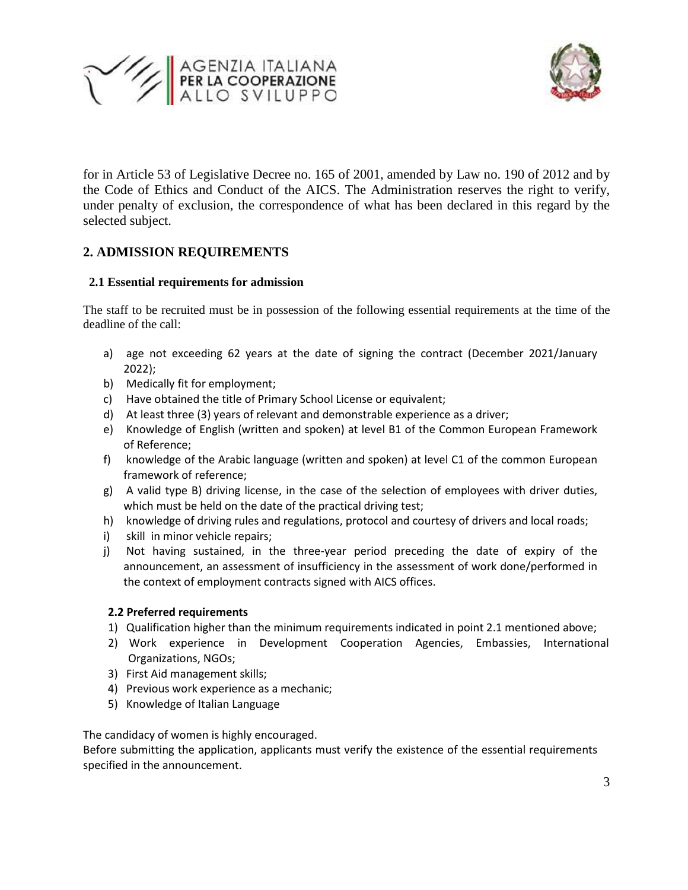for in Article 53 of Legislative Decree no. 165 of 2001, amended by Law no. 190 of 2012 and by the Code of Ethics and Conduct of the AICS. The Administration reserves the right to verify, under penalty of exclusion, the correspondence of what has been declared in this regard by the selected subject.

## 2. ADMISSION REQUIREMENTS

### 2.1 Essential requirements for admission

The staff to be recruited must be in possession of the following essential requirements at the time of the deadline of the call:

a) age not exceeding 62 years at the date of signing the contract (December 2021/January 2022);
b) Medically fit for employment;
c) Have obtained the title of Primary School License or equivalent;
d) At least three (3) years of relevant and demonstrable experience as a driver;
e) Knowledge of English (written and spoken) at level B1 of the Common European Framework of Reference;
f) knowledge of the Arabic language (written and spoken) at level C1 of the common European framework of reference;
g) A valid type B) driving license, in the case of the selection of employees with driver duties, which must be held on the date of the practical driving test;
h) knowledge of driving rules and regulations, protocol and courtesy of drivers and local roads;
i) skill in minor vehicle repairs;
j) Not having sustained, in the three-year period preceding the date of expiry of the announcement, an assessment of insufficiency in the assessment of work done/performed in the context of employment contracts signed with AICS offices.

### 2.2 Preferred requirements

1) Qualification higher than the minimum requirements indicated in point 2.1 mentioned above;
2) Work experience in Development Cooperation Agencies, Embassies, International Organizations, NGOs;
3) First Aid management skills;
4) Previous work experience as a mechanic;
5) Knowledge of Italian Language

The candidacy of women is highly encouraged.

Before submitting the application, applicants must verify the existence of the essential requirements specified in the announcement.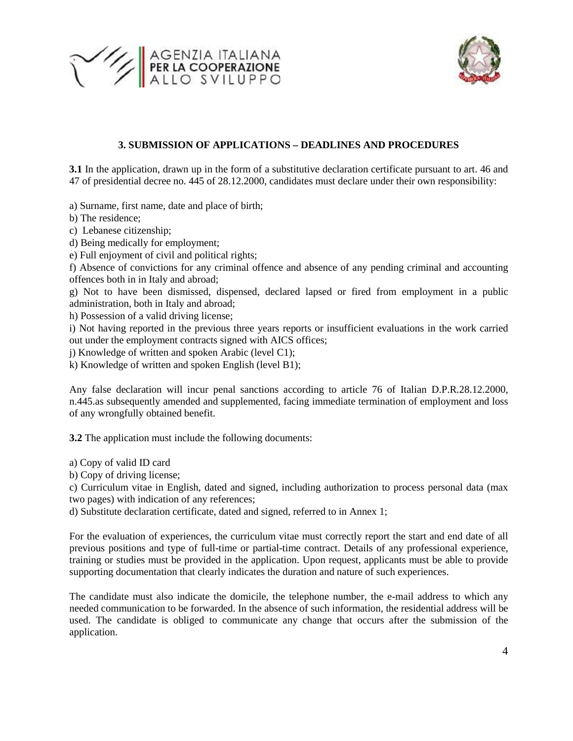## 3. SUBMISSION OF APPLICATIONS – DEADLINES AND PROCEDURES

**3.1** In the application, drawn up in the form of a substitutive declaration certificate pursuant to art. 46 and 47 of presidential decree no. 445 of 28.12.2000, candidates must declare under their own responsibility:

a) Surname, first name, date and place of birth;
b) The residence;
c) Lebanese citizenship;
d) Being medically for employment;
e) Full enjoyment of civil and political rights;
f) Absence of convictions for any criminal offence and absence of any pending criminal and accounting offences both in in Italy and abroad;
g) Not to have been dismissed, dispensed, declared lapsed or fired from employment in a public administration, both in Italy and abroad;
h) Possession of a valid driving license;
i) Not having reported in the previous three years reports or insufficient evaluations in the work carried out under the employment contracts signed with AICS offices;
j) Knowledge of written and spoken Arabic (level C1);
k) Knowledge of written and spoken English (level B1);

Any false declaration will incur penal sanctions according to article 76 of Italian D.P.R.28.12.2000, n.445.as subsequently amended and supplemented, facing immediate termination of employment and loss of any wrongfully obtained benefit.

**3.2** The application must include the following documents:

a) Copy of valid ID card
b) Copy of driving license;
c) Curriculum vitae in English, dated and signed, including authorization to process personal data (max two pages) with indication of any references;
d) Substitute declaration certificate, dated and signed, referred to in Annex 1;

For the evaluation of experiences, the curriculum vitae must correctly report the start and end date of all previous positions and type of full-time or partial-time contract. Details of any professional experience, training or studies must be provided in the application. Upon request, applicants must be able to provide supporting documentation that clearly indicates the duration and nature of such experiences.

The candidate must also indicate the domicile, the telephone number, the e-mail address to which any needed communication to be forwarded. In the absence of such information, the residential address will be used. The candidate is obliged to communicate any change that occurs after the submission of the application.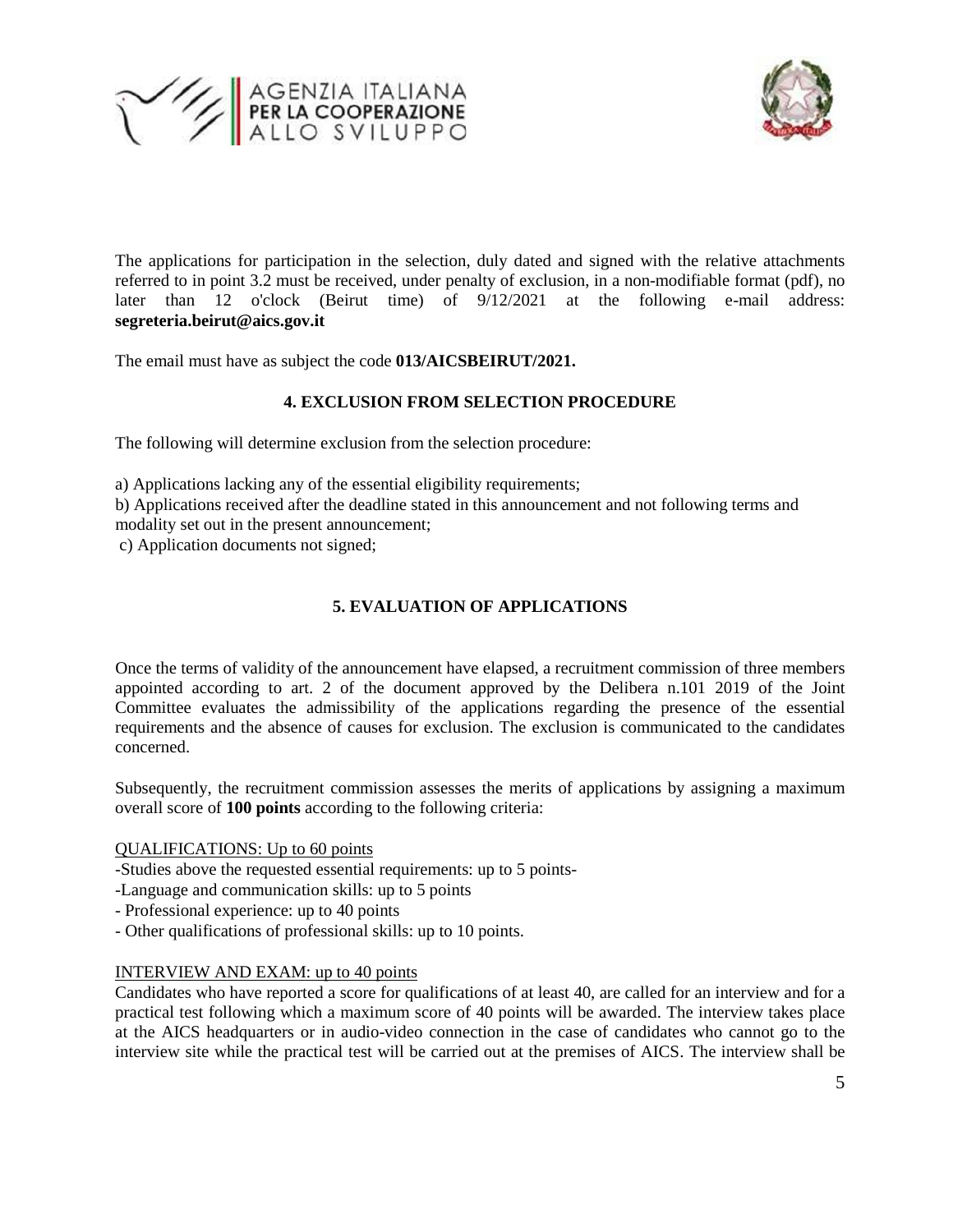The applications for participation in the selection, duly dated and signed with the relative attachments referred to in point 3.2 must be received, under penalty of exclusion, in a non-modifiable format (pdf), no later than 12 o'clock (Beirut time) of 9/12/2021 at the following e-mail address: **segreteria.beirut@aics.gov.it**

The email must have as subject the code **013/AICSBEIRUT/2021.**

## 4. EXCLUSION FROM SELECTION PROCEDURE

The following will determine exclusion from the selection procedure:

a) Applications lacking any of the essential eligibility requirements;
b) Applications received after the deadline stated in this announcement and not following terms and modality set out in the present announcement;
c) Application documents not signed;

## 5. EVALUATION OF APPLICATIONS

Once the terms of validity of the announcement have elapsed, a recruitment commission of three members appointed according to art. 2 of the document approved by the Delibera n.101 2019 of the Joint Committee evaluates the admissibility of the applications regarding the presence of the essential requirements and the absence of causes for exclusion. The exclusion is communicated to the candidates concerned.

Subsequently, the recruitment commission assesses the merits of applications by assigning a maximum overall score of **100 points** according to the following criteria:

<u>QUALIFICATIONS: Up to 60 points</u>

-Studies above the requested essential requirements: up to 5 points-
-Language and communication skills: up to 5 points
- Professional experience: up to 40 points
- Other qualifications of professional skills: up to 10 points.

<u>INTERVIEW AND EXAM: up to 40 points</u>

Candidates who have reported a score for qualifications of at least 40, are called for an interview and for a practical test following which a maximum score of 40 points will be awarded. The interview takes place at the AICS headquarters or in audio-video connection in the case of candidates who cannot go to the interview site while the practical test will be carried out at the premises of AICS. The interview shall be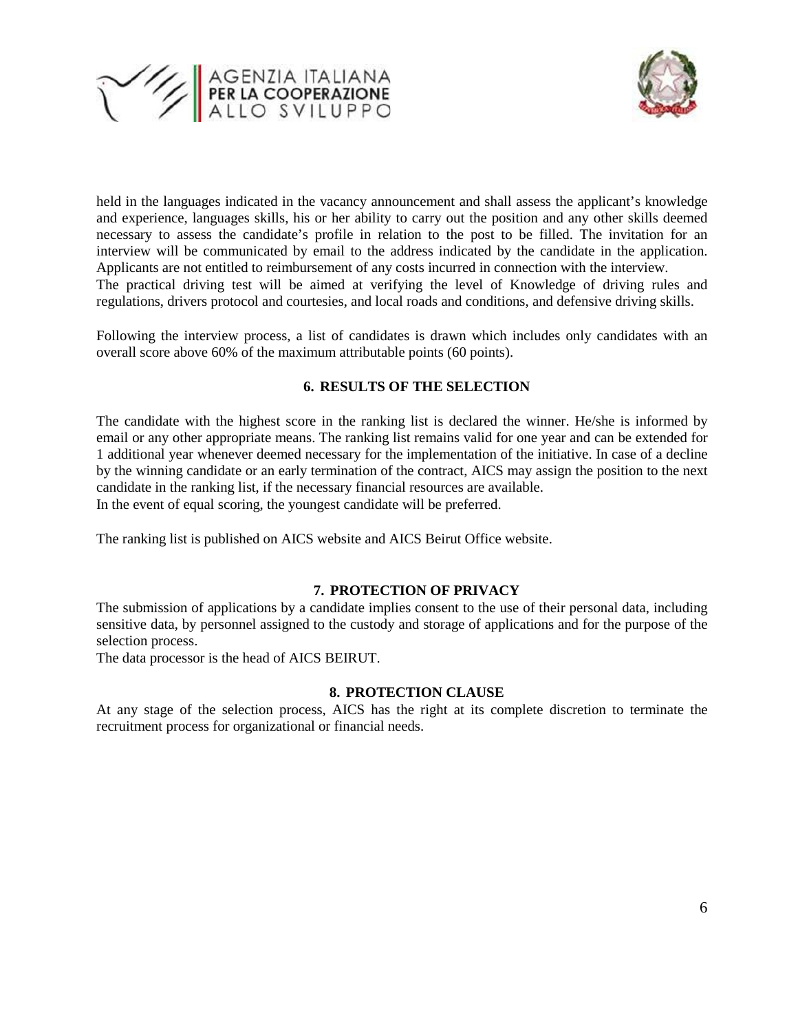held in the languages indicated in the vacancy announcement and shall assess the applicant's knowledge and experience, languages skills, his or her ability to carry out the position and any other skills deemed necessary to assess the candidate's profile in relation to the post to be filled. The invitation for an interview will be communicated by email to the address indicated by the candidate in the application. Applicants are not entitled to reimbursement of any costs incurred in connection with the interview.
The practical driving test will be aimed at verifying the level of Knowledge of driving rules and regulations, drivers protocol and courtesies, and local roads and conditions, and defensive driving skills.

Following the interview process, a list of candidates is drawn which includes only candidates with an overall score above 60% of the maximum attributable points (60 points).

## 6. RESULTS OF THE SELECTION

The candidate with the highest score in the ranking list is declared the winner. He/she is informed by email or any other appropriate means. The ranking list remains valid for one year and can be extended for 1 additional year whenever deemed necessary for the implementation of the initiative. In case of a decline by the winning candidate or an early termination of the contract, AICS may assign the position to the next candidate in the ranking list, if the necessary financial resources are available.
In the event of equal scoring, the youngest candidate will be preferred.

The ranking list is published on AICS website and AICS Beirut Office website.

## 7. PROTECTION OF PRIVACY

The submission of applications by a candidate implies consent to the use of their personal data, including sensitive data, by personnel assigned to the custody and storage of applications and for the purpose of the selection process.
The data processor is the head of AICS BEIRUT.

## 8. PROTECTION CLAUSE

At any stage of the selection process, AICS has the right at its complete discretion to terminate the recruitment process for organizational or financial needs.